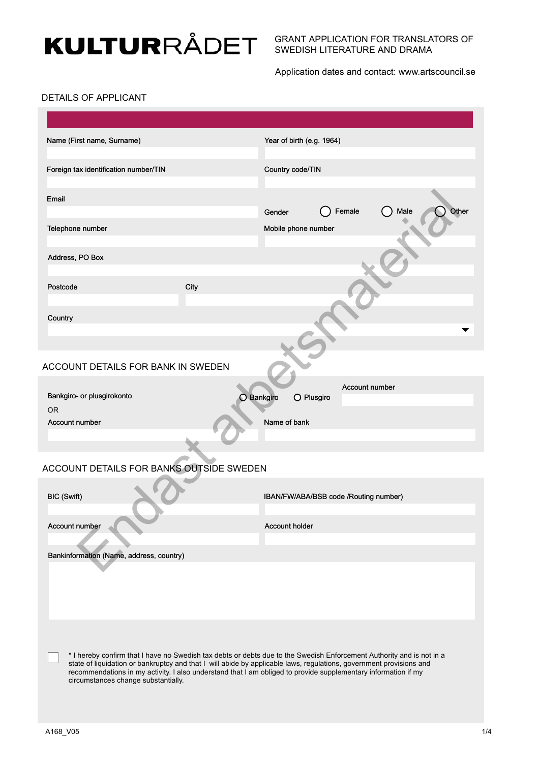# KULTURRÅDET

GRANT APPLICATION FOR TRANSLATORS OF SWEDISH LITERATURE AND DRAMA

Application dates and contact: www.artscouncil.se

## DETAILS OF APPLICANT

Name (First name, Surname)

Year of birth (e.g. 1964)

Foreign tax identification number/TIN

Country code/TIN

Email

Gender ◯ Female ◯ Male ◯ Other

Telephone number

Mobile phone number

Address, PO Box

Postcode

City

Country

## ACCOUNT DETAILS FOR BANK IN SWEDEN

Bankgiro- or plusgirokonto ◯ Bankgiro ◯ Plusgiro

Account number

OR

Account number

Name of bank

## ACCOUNT DETAILS FOR BANKS OUTSIDE SWEDEN

BIC (Swift)

IBAN/FW/ABA/BSB code /Routing number)

Account number

Account holder

Bankinformation (Name, address, country)

☐ * I hereby confirm that I have no Swedish tax debts or debts due to the Swedish Enforcement Authority and is not in a state of liquidation or bankruptcy and that I will abide by applicable laws, regulations, government provisions and recommendations in my activity. I also understand that I am obliged to provide supplementary information if my circumstances change substantially.

Endast arbetsmaterial

A168_V05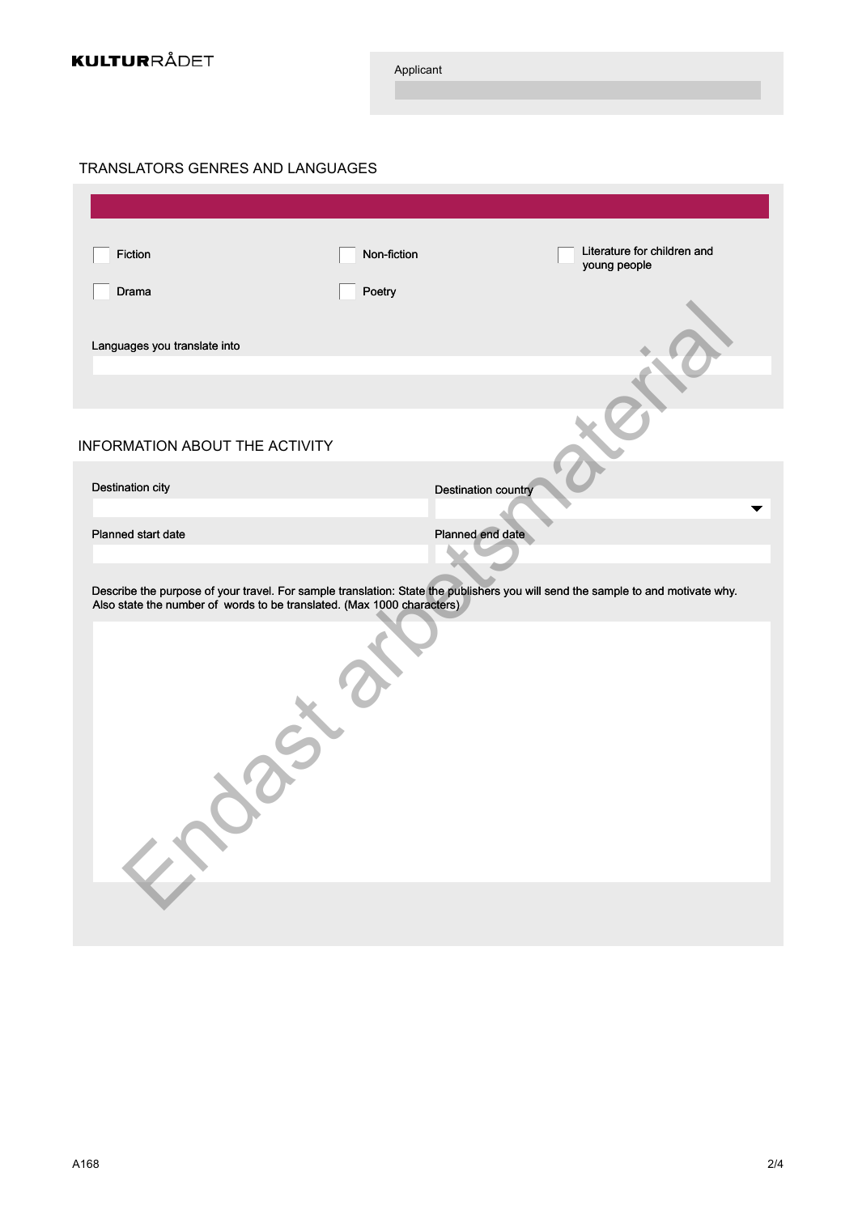KULTURRÅDET

Applicant

## TRANSLATORS GENRES AND LANGUAGES

- [ ] Fiction
- [ ] Non-fiction
- [ ] Literature for children and young people
- [ ] Drama
- [ ] Poetry

Languages you translate into

## INFORMATION ABOUT THE ACTIVITY

Destination city

Destination country

Planned start date

Planned end date

Describe the purpose of your travel. For sample translation: State the publishers you will send the sample to and motivate why. Also state the number of words to be translated. (Max 1000 characters)

Endast arbetsmaterial

A168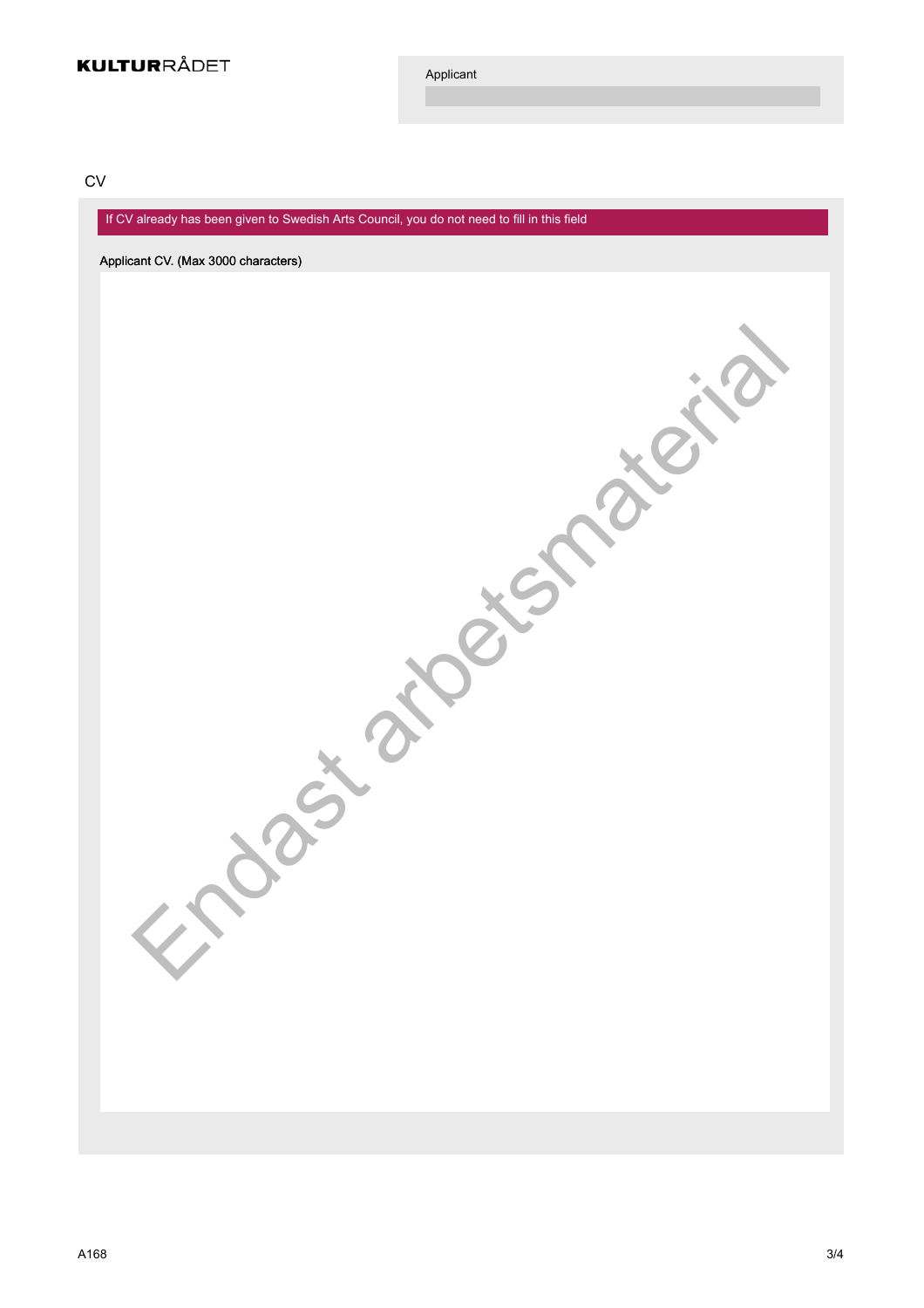**KULTURRÅDET**

Applicant

## CV

If CV already has been given to Swedish Arts Council, you do not need to fill in this field

Applicant CV. (Max 3000 characters)

Endast arbetsmaterial

A168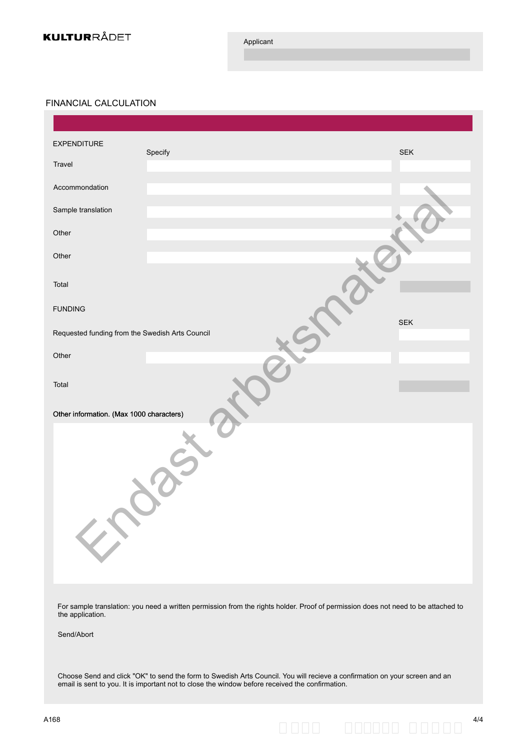KULTURRÅDET

Applicant

## FINANCIAL CALCULATION

**EXPENDITURE**

| | Specify | SEK |
| --- | --- | --- |
| Travel | | |
| Accommondation | | |
| Sample translation | | |
| Other | | |
| Other | | |
| Total | | |

**FUNDING**

| | | SEK |
| --- | --- | --- |
| Requested funding from the Swedish Arts Council | | |
| Other | | |
| Total | | |

Other information. (Max 1000 characters)

Endast arbetsmaterial

For sample translation: you need a written permission from the rights holder. Proof of permission does not need to be attached to the application.

Send/Abort

Choose Send and click "OK" to send the form to Swedish Arts Council. You will recieve a confirmation on your screen and an email is sent to you. It is important not to close the window before received the confirmation.

A168